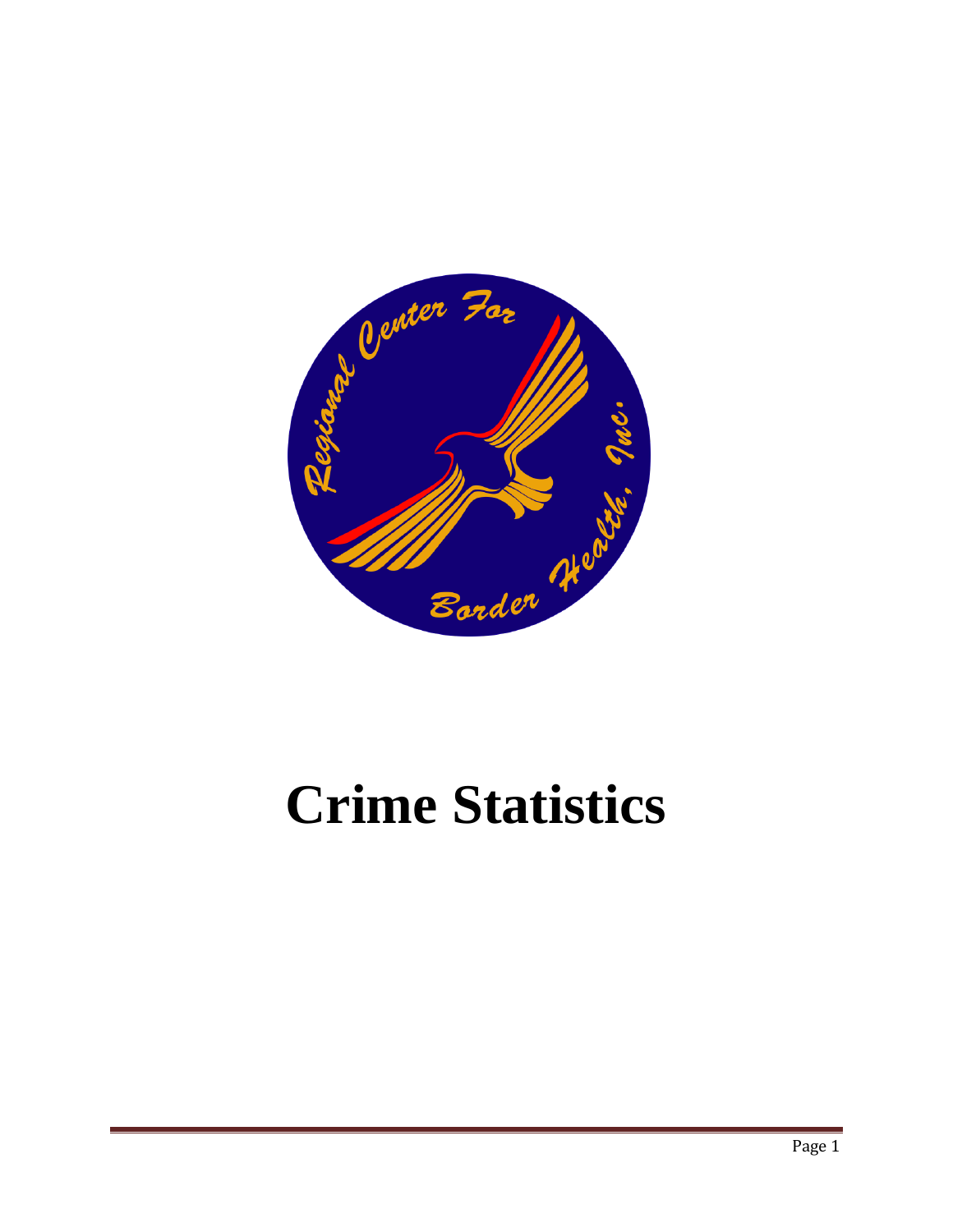Regional Center For Border Health, Inc.

# Crime Statistics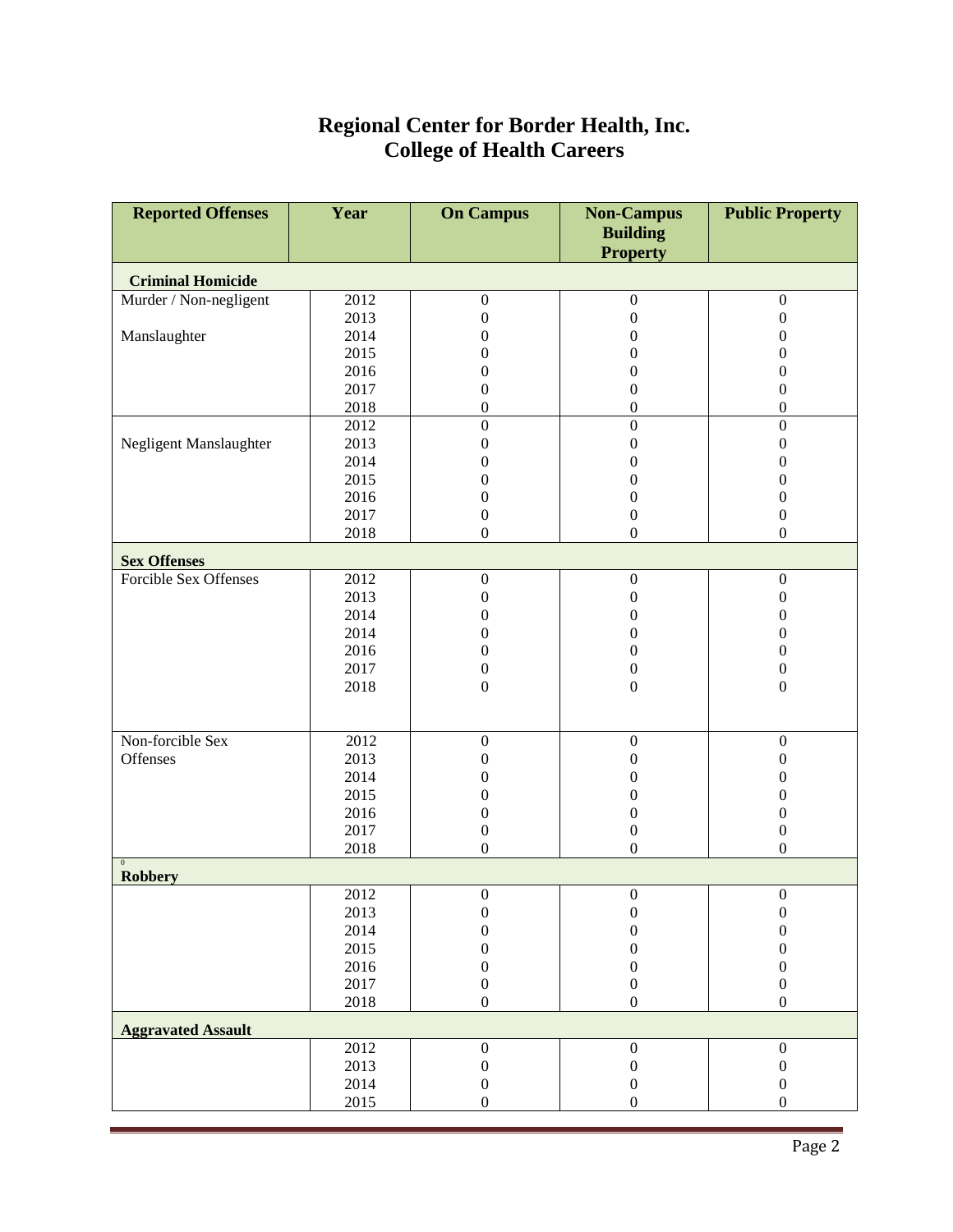# Regional Center for Border Health, Inc.
# College of Health Careers

| Reported Offenses | Year | On Campus | Non-Campus Building Property | Public Property |
|---|---|---|---|---|
| **Criminal Homicide** | | | | |
| Murder / Non-negligent Manslaughter | 2012 | 0 | 0 | 0 |
| | 2013 | 0 | 0 | 0 |
| | 2014 | 0 | 0 | 0 |
| | 2015 | 0 | 0 | 0 |
| | 2016 | 0 | 0 | 0 |
| | 2017 | 0 | 0 | 0 |
| | 2018 | 0 | 0 | 0 |
| Negligent Manslaughter | 2012 | 0 | 0 | 0 |
| | 2013 | 0 | 0 | 0 |
| | 2014 | 0 | 0 | 0 |
| | 2015 | 0 | 0 | 0 |
| | 2016 | 0 | 0 | 0 |
| | 2017 | 0 | 0 | 0 |
| | 2018 | 0 | 0 | 0 |
| **Sex Offenses** | | | | |
| Forcible Sex Offenses | 2012 | 0 | 0 | 0 |
| | 2013 | 0 | 0 | 0 |
| | 2014 | 0 | 0 | 0 |
| | 2014 | 0 | 0 | 0 |
| | 2016 | 0 | 0 | 0 |
| | 2017 | 0 | 0 | 0 |
| | 2018 | 0 | 0 | 0 |
| Non-forcible Sex Offenses | 2012 | 0 | 0 | 0 |
| | 2013 | 0 | 0 | 0 |
| | 2014 | 0 | 0 | 0 |
| | 2015 | 0 | 0 | 0 |
| | 2016 | 0 | 0 | 0 |
| | 2017 | 0 | 0 | 0 |
| | 2018 | 0 | 0 | 0 |
| **Robbery** | | | | |
| | 2012 | 0 | 0 | 0 |
| | 2013 | 0 | 0 | 0 |
| | 2014 | 0 | 0 | 0 |
| | 2015 | 0 | 0 | 0 |
| | 2016 | 0 | 0 | 0 |
| | 2017 | 0 | 0 | 0 |
| | 2018 | 0 | 0 | 0 |
| **Aggravated Assault** | | | | |
| | 2012 | 0 | 0 | 0 |
| | 2013 | 0 | 0 | 0 |
| | 2014 | 0 | 0 | 0 |
| | 2015 | 0 | 0 | 0 |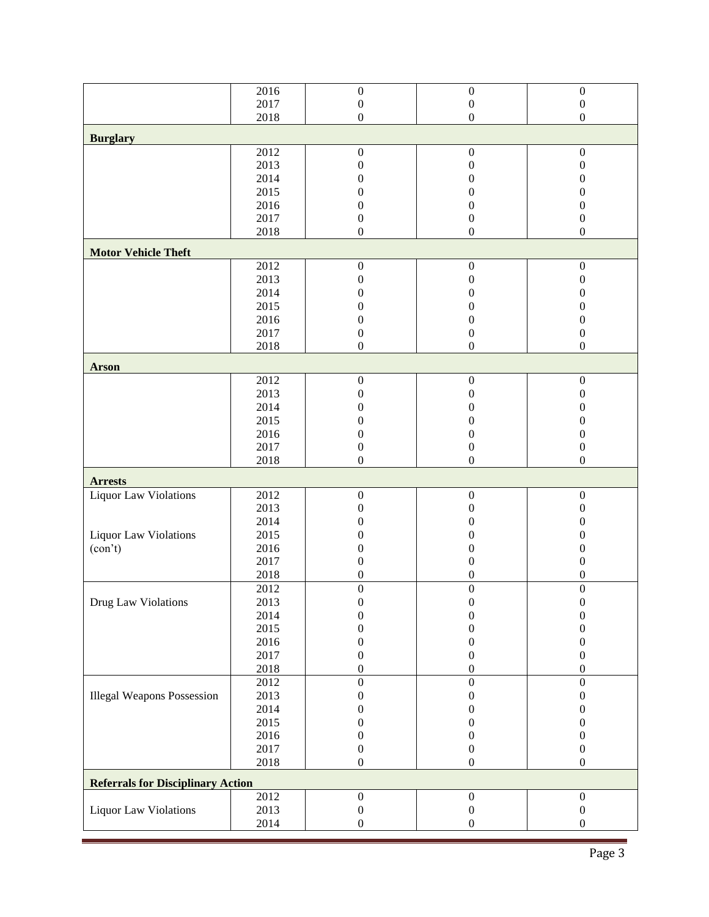| | | | | |
|---|---|---|---|---|
| | 2016 | 0 | 0 | 0 |
| | 2017 | 0 | 0 | 0 |
| | 2018 | 0 | 0 | 0 |
| **Burglary** | | | | |
| | 2012 | 0 | 0 | 0 |
| | 2013 | 0 | 0 | 0 |
| | 2014 | 0 | 0 | 0 |
| | 2015 | 0 | 0 | 0 |
| | 2016 | 0 | 0 | 0 |
| | 2017 | 0 | 0 | 0 |
| | 2018 | 0 | 0 | 0 |
| **Motor Vehicle Theft** | | | | |
| | 2012 | 0 | 0 | 0 |
| | 2013 | 0 | 0 | 0 |
| | 2014 | 0 | 0 | 0 |
| | 2015 | 0 | 0 | 0 |
| | 2016 | 0 | 0 | 0 |
| | 2017 | 0 | 0 | 0 |
| | 2018 | 0 | 0 | 0 |
| **Arson** | | | | |
| | 2012 | 0 | 0 | 0 |
| | 2013 | 0 | 0 | 0 |
| | 2014 | 0 | 0 | 0 |
| | 2015 | 0 | 0 | 0 |
| | 2016 | 0 | 0 | 0 |
| | 2017 | 0 | 0 | 0 |
| | 2018 | 0 | 0 | 0 |
| **Arrests** | | | | |
| Liquor Law Violations | 2012 | 0 | 0 | 0 |
| | 2013 | 0 | 0 | 0 |
| | 2014 | 0 | 0 | 0 |
| Liquor Law Violations (con't) | 2015 | 0 | 0 | 0 |
| | 2016 | 0 | 0 | 0 |
| | 2017 | 0 | 0 | 0 |
| | 2018 | 0 | 0 | 0 |
| Drug Law Violations | 2012 | 0 | 0 | 0 |
| | 2013 | 0 | 0 | 0 |
| | 2014 | 0 | 0 | 0 |
| | 2015 | 0 | 0 | 0 |
| | 2016 | 0 | 0 | 0 |
| | 2017 | 0 | 0 | 0 |
| | 2018 | 0 | 0 | 0 |
| Illegal Weapons Possession | 2012 | 0 | 0 | 0 |
| | 2013 | 0 | 0 | 0 |
| | 2014 | 0 | 0 | 0 |
| | 2015 | 0 | 0 | 0 |
| | 2016 | 0 | 0 | 0 |
| | 2017 | 0 | 0 | 0 |
| | 2018 | 0 | 0 | 0 |
| **Referrals for Disciplinary Action** | | | | |
| Liquor Law Violations | 2012 | 0 | 0 | 0 |
| | 2013 | 0 | 0 | 0 |
| | 2014 | 0 | 0 | 0 |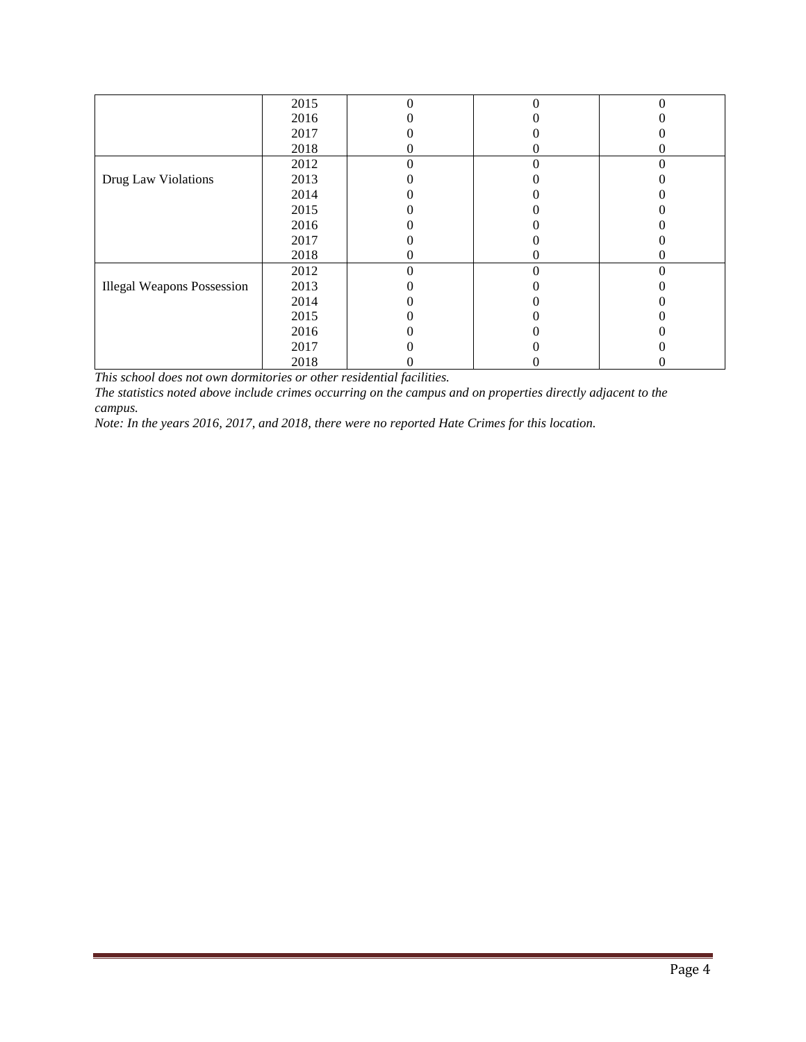| | | | | |
|---|---|---|---|---|
| | 2015 | 0 | 0 | 0 |
| | 2016 | 0 | 0 | 0 |
| | 2017 | 0 | 0 | 0 |
| | 2018 | 0 | 0 | 0 |
| Drug Law Violations | 2012 | 0 | 0 | 0 |
| | 2013 | 0 | 0 | 0 |
| | 2014 | 0 | 0 | 0 |
| | 2015 | 0 | 0 | 0 |
| | 2016 | 0 | 0 | 0 |
| | 2017 | 0 | 0 | 0 |
| | 2018 | 0 | 0 | 0 |
| Illegal Weapons Possession | 2012 | 0 | 0 | 0 |
| | 2013 | 0 | 0 | 0 |
| | 2014 | 0 | 0 | 0 |
| | 2015 | 0 | 0 | 0 |
| | 2016 | 0 | 0 | 0 |
| | 2017 | 0 | 0 | 0 |
| | 2018 | 0 | 0 | 0 |

*This school does not own dormitories or other residential facilities.*

*The statistics noted above include crimes occurring on the campus and on properties directly adjacent to the campus.*

*Note: In the years 2016, 2017, and 2018, there were no reported Hate Crimes for this location.*